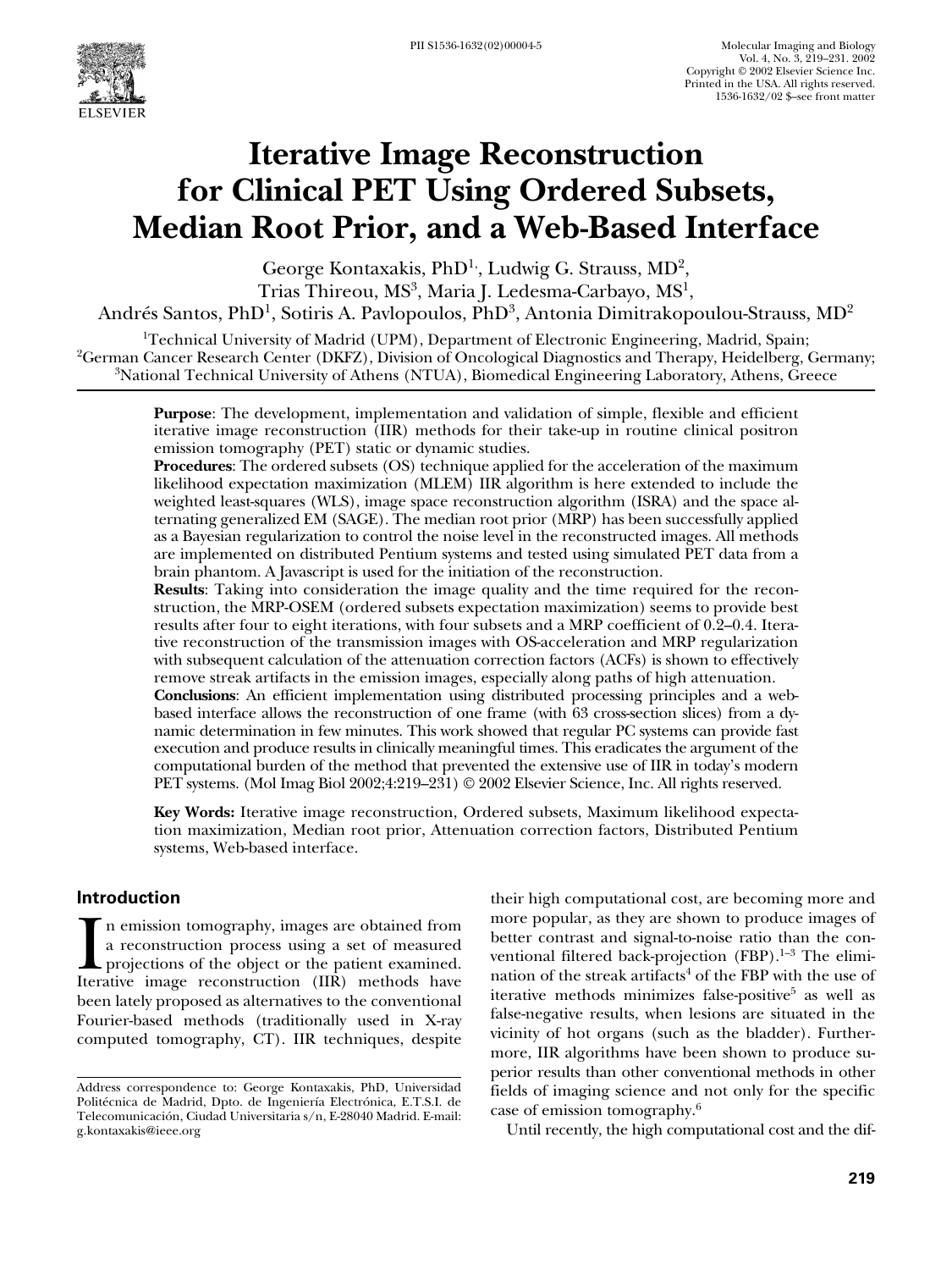PII S1536-1632(02)00004-5

# Iterative Image Reconstruction for Clinical PET Using Ordered Subsets, Median Root Prior, and a Web-Based Interface

George Kontaxakis, PhD[1], Ludwig G. Strauss, MD[2], Trias Thireou, MS[3], Maria J. Ledesma-Carbayo, MS[1], Andrés Santos, PhD[1], Sotiris A. Pavlopoulos, PhD[3], Antonia Dimitrakopoulou-Strauss, MD[2]

[1]Technical University of Madrid (UPM), Department of Electronic Engineering, Madrid, Spain;
[2]German Cancer Research Center (DKFZ), Division of Oncological Diagnostics and Therapy, Heidelberg, Germany;
[3]National Technical University of Athens (NTUA), Biomedical Engineering Laboratory, Athens, Greece

**Purpose**: The development, implementation and validation of simple, flexible and efficient iterative image reconstruction (IIR) methods for their take-up in routine clinical positron emission tomography (PET) static or dynamic studies.

**Procedures**: The ordered subsets (OS) technique applied for the acceleration of the maximum likelihood expectation maximization (MLEM) IIR algorithm is here extended to include the weighted least-squares (WLS), image space reconstruction algorithm (ISRA) and the space alternating generalized EM (SAGE). The median root prior (MRP) has been successfully applied as a Bayesian regularization to control the noise level in the reconstructed images. All methods are implemented on distributed Pentium systems and tested using simulated PET data from a brain phantom. A Javascript is used for the initiation of the reconstruction.

**Results**: Taking into consideration the image quality and the time required for the reconstruction, the MRP-OSEM (ordered subsets expectation maximization) seems to provide best results after four to eight iterations, with four subsets and a MRP coefficient of 0.2–0.4. Iterative reconstruction of the transmission images with OS-acceleration and MRP regularization with subsequent calculation of the attenuation correction factors (ACFs) is shown to effectively remove streak artifacts in the emission images, especially along paths of high attenuation.

**Conclusions**: An efficient implementation using distributed processing principles and a web-based interface allows the reconstruction of one frame (with 63 cross-section slices) from a dynamic determination in few minutes. This work showed that regular PC systems can provide fast execution and produce results in clinically meaningful times. This eradicates the argument of the computational burden of the method that prevented the extensive use of IIR in today's modern PET systems. (Mol Imag Biol 2002;4:219–231) © 2002 Elsevier Science, Inc. All rights reserved.

**Key Words:** Iterative image reconstruction, Ordered subsets, Maximum likelihood expectation maximization, Median root prior, Attenuation correction factors, Distributed Pentium systems, Web-based interface.

## Introduction

In emission tomography, images are obtained from a reconstruction process using a set of measured projections of the object or the patient examined. Iterative image reconstruction (IIR) methods have been lately proposed as alternatives to the conventional Fourier-based methods (traditionally used in X-ray computed tomography, CT). IIR techniques, despite their high computational cost, are becoming more and more popular, as they are shown to produce images of better contrast and signal-to-noise ratio than the conventional filtered back-projection (FBP).[1–3] The elimination of the streak artifacts[4] of the FBP with the use of iterative methods minimizes false-positive[5] as well as false-negative results, when lesions are situated in the vicinity of hot organs (such as the bladder). Furthermore, IIR algorithms have been shown to produce superior results than other conventional methods in other fields of imaging science and not only for the specific case of emission tomography.[6]

Until recently, the high computational cost and the dif-

Address correspondence to: George Kontaxakis, PhD, Universidad Politécnica de Madrid, Dpto. de Ingeniería Electrónica, E.T.S.I. de Telecomunicación, Ciudad Universitaria s/n, E-28040 Madrid. E-mail: g.kontaxakis@ieee.org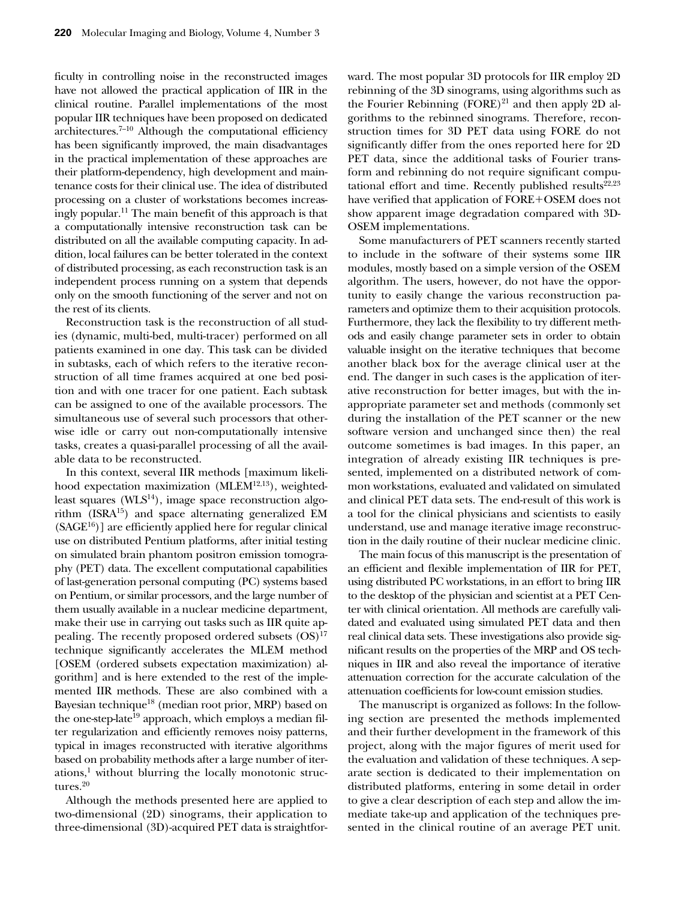ficulty in controlling noise in the reconstructed images have not allowed the practical application of IIR in the clinical routine. Parallel implementations of the most popular IIR techniques have been proposed on dedicated architectures.[7–10] Although the computational efficiency has been significantly improved, the main disadvantages in the practical implementation of these approaches are their platform-dependency, high development and maintenance costs for their clinical use. The idea of distributed processing on a cluster of workstations becomes increasingly popular.[11] The main benefit of this approach is that a computationally intensive reconstruction task can be distributed on all the available computing capacity. In addition, local failures can be better tolerated in the context of distributed processing, as each reconstruction task is an independent process running on a system that depends only on the smooth functioning of the server and not on the rest of its clients.

Reconstruction task is the reconstruction of all studies (dynamic, multi-bed, multi-tracer) performed on all patients examined in one day. This task can be divided in subtasks, each of which refers to the iterative reconstruction of all time frames acquired at one bed position and with one tracer for one patient. Each subtask can be assigned to one of the available processors. The simultaneous use of several such processors that otherwise idle or carry out non-computationally intensive tasks, creates a quasi-parallel processing of all the available data to be reconstructed.

In this context, several IIR methods [maximum likelihood expectation maximization (MLEM[12,13]), weighted-least squares (WLS[14]), image space reconstruction algorithm (ISRA[15]) and space alternating generalized EM (SAGE[16])] are efficiently applied here for regular clinical use on distributed Pentium platforms, after initial testing on simulated brain phantom positron emission tomography (PET) data. The excellent computational capabilities of last-generation personal computing (PC) systems based on Pentium, or similar processors, and the large number of them usually available in a nuclear medicine department, make their use in carrying out tasks such as IIR quite appealing. The recently proposed ordered subsets (OS)[17] technique significantly accelerates the MLEM method [OSEM (ordered subsets expectation maximization) algorithm] and is here extended to the rest of the implemented IIR methods. These are also combined with a Bayesian technique[18] (median root prior, MRP) based on the one-step-late[19] approach, which employs a median filter regularization and efficiently removes noisy patterns, typical in images reconstructed with iterative algorithms based on probability methods after a large number of iterations,[1] without blurring the locally monotonic structures.[20]

Although the methods presented here are applied to two-dimensional (2D) sinograms, their application to three-dimensional (3D)-acquired PET data is straightforward. The most popular 3D protocols for IIR employ 2D rebinning of the 3D sinograms, using algorithms such as the Fourier Rebinning (FORE)[21] and then apply 2D algorithms to the rebinned sinograms. Therefore, reconstruction times for 3D PET data using FORE do not significantly differ from the ones reported here for 2D PET data, since the additional tasks of Fourier transform and rebinning do not require significant computational effort and time. Recently published results[22,23] have verified that application of FORE+OSEM does not show apparent image degradation compared with 3D-OSEM implementations.

Some manufacturers of PET scanners recently started to include in the software of their systems some IIR modules, mostly based on a simple version of the OSEM algorithm. The users, however, do not have the opportunity to easily change the various reconstruction parameters and optimize them to their acquisition protocols. Furthermore, they lack the flexibility to try different methods and easily change parameter sets in order to obtain valuable insight on the iterative techniques that become another black box for the average clinical user at the end. The danger in such cases is the application of iterative reconstruction for better images, but with the inappropriate parameter set and methods (commonly set during the installation of the PET scanner or the new software version and unchanged since then) the real outcome sometimes is bad images. In this paper, an integration of already existing IIR techniques is presented, implemented on a distributed network of common workstations, evaluated and validated on simulated and clinical PET data sets. The end-result of this work is a tool for the clinical physicians and scientists to easily understand, use and manage iterative image reconstruction in the daily routine of their nuclear medicine clinic.

The main focus of this manuscript is the presentation of an efficient and flexible implementation of IIR for PET, using distributed PC workstations, in an effort to bring IIR to the desktop of the physician and scientist at a PET Center with clinical orientation. All methods are carefully validated and evaluated using simulated PET data and then real clinical data sets. These investigations also provide significant results on the properties of the MRP and OS techniques in IIR and also reveal the importance of iterative attenuation correction for the accurate calculation of the attenuation coefficients for low-count emission studies.

The manuscript is organized as follows: In the following section are presented the methods implemented and their further development in the framework of this project, along with the major figures of merit used for the evaluation and validation of these techniques. A separate section is dedicated to their implementation on distributed platforms, entering in some detail in order to give a clear description of each step and allow the immediate take-up and application of the techniques presented in the clinical routine of an average PET unit.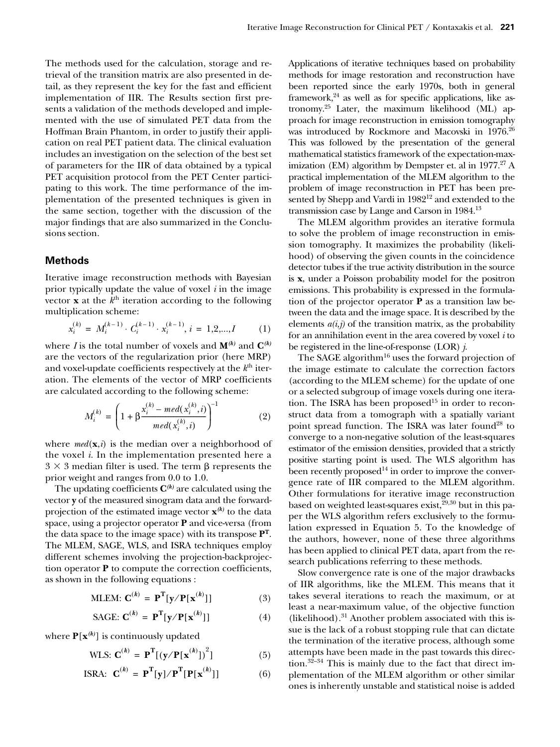The methods used for the calculation, storage and retrieval of the transition matrix are also presented in detail, as they represent the key for the fast and efficient implementation of IIR. The Results section first presents a validation of the methods developed and implemented with the use of simulated PET data from the Hoffman Brain Phantom, in order to justify their application on real PET patient data. The clinical evaluation includes an investigation on the selection of the best set of parameters for the IIR of data obtained by a typical PET acquisition protocol from the PET Center participating to this work. The time performance of the implementation of the presented techniques is given in the same section, together with the discussion of the major findings that are also summarized in the Conclusions section.

## Methods

Iterative image reconstruction methods with Bayesian prior typically update the value of voxel $i$ in the image vector $\mathbf{x}$ at the $k^{\text{th}}$ iteration according to the following multiplication scheme:

$$x_i^{(k)} = M_i^{(k-1)} \cdot C_i^{(k-1)} \cdot x_i^{(k-1)},\ i = 1,2,...,I \qquad (1)$$

where $I$ is the total number of voxels and $\mathbf{M}^{(k)}$ and $\mathbf{C}^{(k)}$ are the vectors of the regularization prior (here MRP) and voxel-update coefficients respectively at the $k^{\text{th}}$ iteration. The elements of the vector of MRP coefficients are calculated according to the following scheme:

$$M_i^{(k)} = \left(1 + \beta \frac{x_i^{(k)} - med(x_i^{(k)}, i)}{med(x_i^{(k)}, i)}\right)^{-1} \qquad (2)$$

where $med(\mathbf{x}, i)$ is the median over a neighborhood of the voxel $i$. In the implementation presented here a $3 \times 3$ median filter is used. The term $\beta$ represents the prior weight and ranges from 0.0 to 1.0.

The updating coefficients $\mathbf{C}^{(k)}$ are calculated using the vector $\mathbf{y}$ of the measured sinogram data and the forward-projection of the estimated image vector $\mathbf{x}^{(k)}$ to the data space, using a projector operator $\mathbf{P}$ and vice-versa (from the data space to the image space) with its transpose $\mathbf{P}^{\mathbf{T}}$. The MLEM, SAGE, WLS, and ISRA techniques employ different schemes involving the projection-backprojection operator $\mathbf{P}$ to compute the correction coefficients, as shown in the following equations :

$$\text{MLEM: } \mathbf{C}^{(k)} = \mathbf{P}^{\mathbf{T}}[\mathbf{y}/\mathbf{P}[\mathbf{x}^{(k)}]] \qquad (3)$$

$$\text{SAGE: } \mathbf{C}^{(k)} = \mathbf{P}^{\mathbf{T}}[\mathbf{y}/\mathbf{P}[\mathbf{x}^{(k)}]] \qquad (4)$$

where $\mathbf{P}[\mathbf{x}^{(k)}]$ is continuously updated

$$\text{WLS: } \mathbf{C}^{(k)} = \mathbf{P}^{\mathbf{T}}[(\mathbf{y}/\mathbf{P}[\mathbf{x}^{(k)}])^2] \qquad (5)$$

$$\text{ISRA: } \mathbf{C}^{(k)} = \mathbf{P}^{\mathbf{T}}[\mathbf{y}]/\mathbf{P}^{\mathbf{T}}[\mathbf{P}[\mathbf{x}^{(k)}]] \qquad (6)$$

Applications of iterative techniques based on probability methods for image restoration and reconstruction have been reported since the early 1970s, both in general framework,[24] as well as for specific applications, like astronomy.[25] Later, the maximum likelihood (ML) approach for image reconstruction in emission tomography was introduced by Rockmore and Macovski in 1976.[26] This was followed by the presentation of the general mathematical statistics framework of the expectation-maximization (EM) algorithm by Dempster et. al in 1977.[27] A practical implementation of the MLEM algorithm to the problem of image reconstruction in PET has been presented by Shepp and Vardi in 1982[12] and extended to the transmission case by Lange and Carson in 1984.[13]

The MLEM algorithm provides an iterative formula to solve the problem of image reconstruction in emission tomography. It maximizes the probability (likelihood) of observing the given counts in the coincidence detector tubes if the true activity distribution in the source is $\mathbf{x}$, under a Poisson probability model for the positron emissions. This probability is expressed in the formulation of the projector operator $\mathbf{P}$ as a transition law between the data and the image space. It is described by the elements $a(i,j)$ of the transition matrix, as the probability for an annihilation event in the area covered by voxel $i$ to be registered in the line-of-response (LOR) $j$.

The SAGE algorithm[16] uses the forward projection of the image estimate to calculate the correction factors (according to the MLEM scheme) for the update of one or a selected subgroup of image voxels during one iteration. The ISRA has been proposed[15] in order to reconstruct data from a tomograph with a spatially variant point spread function. The ISRA was later found[28] to converge to a non-negative solution of the least-squares estimator of the emission densities, provided that a strictly positive starting point is used. The WLS algorithm has been recently proposed[14] in order to improve the convergence rate of IIR compared to the MLEM algorithm. Other formulations for iterative image reconstruction based on weighted least-squares exist,[29,30] but in this paper the WLS algorithm refers exclusively to the formulation expressed in Equation 5. To the knowledge of the authors, however, none of these three algorithms has been applied to clinical PET data, apart from the research publications referring to these methods.

Slow convergence rate is one of the major drawbacks of IIR algorithms, like the MLEM. This means that it takes several iterations to reach the maximum, or at least a near-maximum value, of the objective function (likelihood).[31] Another problem associated with this issue is the lack of a robust stopping rule that can dictate the termination of the iterative process, although some attempts have been made in the past towards this direction.[32–34] This is mainly due to the fact that direct implementation of the MLEM algorithm or other similar ones is inherently unstable and statistical noise is added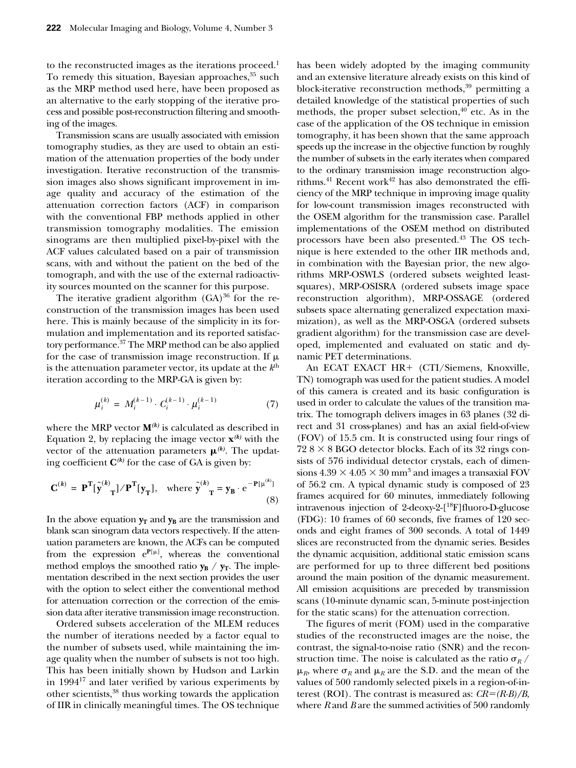to the reconstructed images as the iterations proceed.[1] To remedy this situation, Bayesian approaches,[35] such as the MRP method used here, have been proposed as an alternative to the early stopping of the iterative process and possible post-reconstruction filtering and smoothing of the images.

Transmission scans are usually associated with emission tomography studies, as they are used to obtain an estimation of the attenuation properties of the body under investigation. Iterative reconstruction of the transmission images also shows significant improvement in image quality and accuracy of the estimation of the attenuation correction factors (ACF) in comparison with the conventional FBP methods applied in other transmission tomography modalities. The emission sinograms are then multiplied pixel-by-pixel with the ACF values calculated based on a pair of transmission scans, with and without the patient on the bed of the tomograph, and with the use of the external radioactivity sources mounted on the scanner for this purpose.

The iterative gradient algorithm (GA)[36] for the reconstruction of the transmission images has been used here. This is mainly because of the simplicity in its formulation and implementation and its reported satisfactory performance.[37] The MRP method can be also applied for the case of transmission image reconstruction. If $\mu$ is the attenuation parameter vector, its update at the $k^{\text{th}}$ iteration according to the MRP-GA is given by:

$$\mu_i^{(k)} = M_i^{(k-1)} \cdot C_i^{(k-1)} \cdot \mu_i^{(k-1)} \tag{7}$$

where the MRP vector $\mathbf{M}^{(k)}$ is calculated as described in Equation 2, by replacing the image vector $\mathbf{x}^{(k)}$ with the vector of the attenuation parameters $\boldsymbol{\mu}^{(k)}$. The updating coefficient $\mathbf{C}^{(k)}$ for the case of GA is given by:

$$\mathbf{C}^{(k)} = \mathbf{P}^{\mathbf{T}}[\tilde{\mathbf{y}}^{(k)}_{\mathbf{T}}] / \mathbf{P}^{\mathbf{T}}[\mathbf{y}_{\mathbf{T}}], \quad \text{where } \tilde{\mathbf{y}}^{(k)}_{\mathbf{T}} = \mathbf{y}_{\mathbf{B}} \cdot e^{-\mathbf{P}[\mu^{(k)}]} \tag{8}$$

In the above equation $\mathbf{y_T}$ and $\mathbf{y_B}$ are the transmission and blank scan sinogram data vectors respectively. If the attenuation parameters are known, the ACFs can be computed from the expression $e^{\mathbf{P}[\mu]}$, whereas the conventional method employs the smoothed ratio $\mathbf{y_B} / \mathbf{y_T}$. The implementation described in the next section provides the user with the option to select either the conventional method for attenuation correction or the correction of the emission data after iterative transmission image reconstruction.

Ordered subsets acceleration of the MLEM reduces the number of iterations needed by a factor equal to the number of subsets used, while maintaining the image quality when the number of subsets is not too high. This has been initially shown by Hudson and Larkin in 1994[17] and later verified by various experiments by other scientists,[38] thus working towards the application of IIR in clinically meaningful times. The OS technique has been widely adopted by the imaging community and an extensive literature already exists on this kind of block-iterative reconstruction methods,[39] permitting a detailed knowledge of the statistical properties of such methods, the proper subset selection,[40] etc. As in the case of the application of the OS technique in emission tomography, it has been shown that the same approach speeds up the increase in the objective function by roughly the number of subsets in the early iterates when compared to the ordinary transmission image reconstruction algorithms.[41] Recent work[42] has also demonstrated the efficiency of the MRP technique in improving image quality for low-count transmission images reconstructed with the OSEM algorithm for the transmission case. Parallel implementations of the OSEM method on distributed processors have been also presented.[43] The OS technique is here extended to the other IIR methods and, in combination with the Bayesian prior, the new algorithms MRP-OSWLS (ordered subsets weighted least-squares), MRP-OSISRA (ordered subsets image space reconstruction algorithm), MRP-OSSAGE (ordered subsets space alternating generalized expectation maximization), as well as the MRP-OSGA (ordered subsets gradient algorithm) for the transmission case are developed, implemented and evaluated on static and dynamic PET determinations.

An ECAT EXACT HR+ (CTI/Siemens, Knoxville, TN) tomograph was used for the patient studies. A model of this camera is created and its basic configuration is used in order to calculate the values of the transition matrix. The tomograph delivers images in 63 planes (32 direct and 31 cross-planes) and has an axial field-of-view (FOV) of 15.5 cm. It is constructed using four rings of 72 $8 \times 8$ BGO detector blocks. Each of its 32 rings consists of 576 individual detector crystals, each of dimensions $4.39 \times 4.05 \times 30$ mm$^3$ and images a transaxial FOV of 56.2 cm. A typical dynamic study is composed of 23 frames acquired for 60 minutes, immediately following intravenous injection of 2-deoxy-2-[$^{18}$F]fluoro-D-glucose (FDG): 10 frames of 60 seconds, five frames of 120 seconds and eight frames of 300 seconds. A total of 1449 slices are reconstructed from the dynamic series. Besides the dynamic acquisition, additional static emission scans are performed for up to three different bed positions around the main position of the dynamic measurement. All emission acquisitions are preceded by transmission scans (10-minute dynamic scan, 5-minute post-injection for the static scans) for the attenuation correction.

The figures of merit (FOM) used in the comparative studies of the reconstructed images are the noise, the contrast, the signal-to-noise ratio (SNR) and the reconstruction time. The noise is calculated as the ratio $\sigma_R / \mu_R$, where $\sigma_R$ and $\mu_R$ are the S.D. and the mean of the values of 500 randomly selected pixels in a region-of-interest (ROI). The contrast is measured as: $CR=(R-B)/B$, where $R$ and $B$ are the summed activities of 500 randomly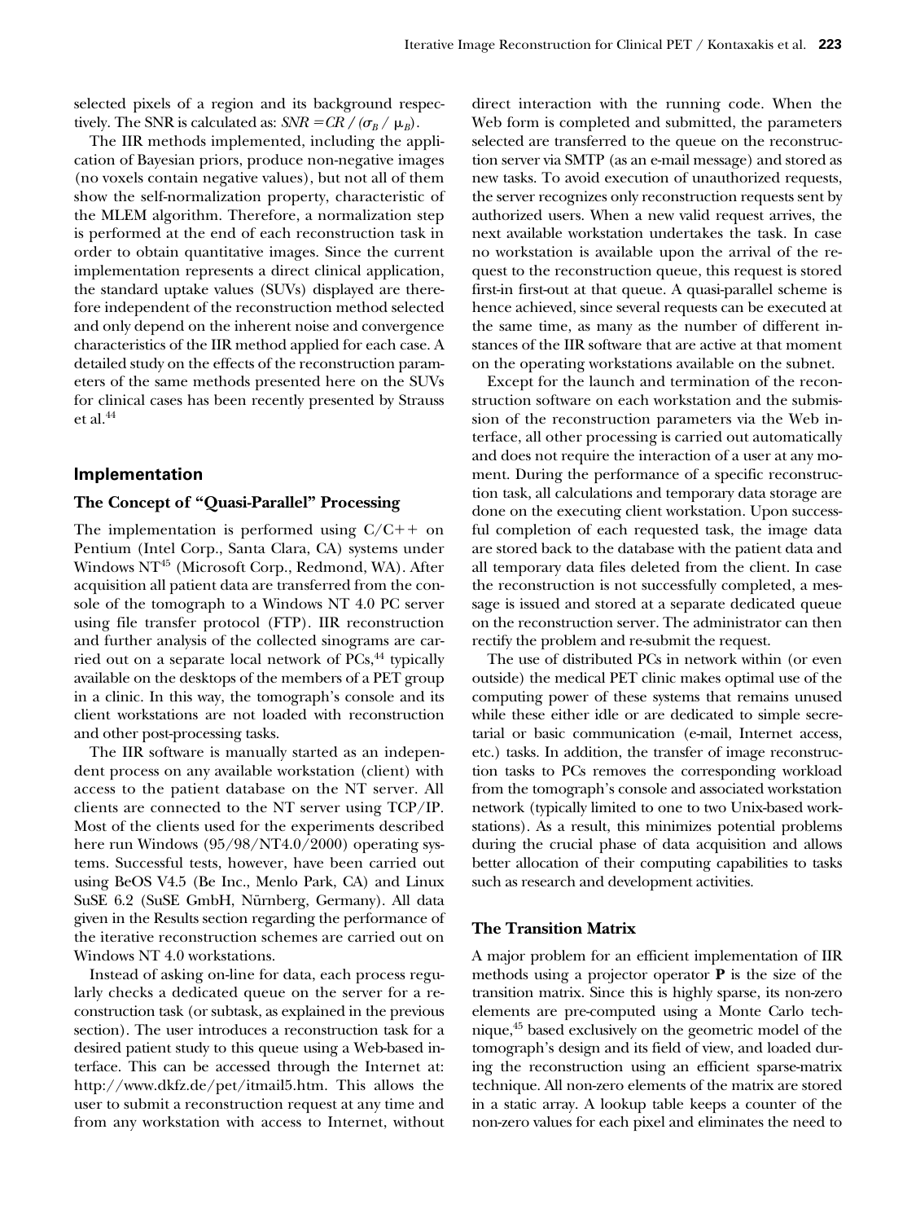selected pixels of a region and its background respectively. The SNR is calculated as: $SNR = CR / (\sigma_B / \mu_B)$.

The IIR methods implemented, including the application of Bayesian priors, produce non-negative images (no voxels contain negative values), but not all of them show the self-normalization property, characteristic of the MLEM algorithm. Therefore, a normalization step is performed at the end of each reconstruction task in order to obtain quantitative images. Since the current implementation represents a direct clinical application, the standard uptake values (SUVs) displayed are therefore independent of the reconstruction method selected and only depend on the inherent noise and convergence characteristics of the IIR method applied for each case. A detailed study on the effects of the reconstruction parameters of the same methods presented here on the SUVs for clinical cases has been recently presented by Strauss et al.[44]

## Implementation

### The Concept of "Quasi-Parallel" Processing

The implementation is performed using C/C++ on Pentium (Intel Corp., Santa Clara, CA) systems under Windows NT[45] (Microsoft Corp., Redmond, WA). After acquisition all patient data are transferred from the console of the tomograph to a Windows NT 4.0 PC server using file transfer protocol (FTP). IIR reconstruction and further analysis of the collected sinograms are carried out on a separate local network of PCs,[44] typically available on the desktops of the members of a PET group in a clinic. In this way, the tomograph's console and its client workstations are not loaded with reconstruction and other post-processing tasks.

The IIR software is manually started as an independent process on any available workstation (client) with access to the patient database on the NT server. All clients are connected to the NT server using TCP/IP. Most of the clients used for the experiments described here run Windows (95/98/NT4.0/2000) operating systems. Successful tests, however, have been carried out using BeOS V4.5 (Be Inc., Menlo Park, CA) and Linux SuSE 6.2 (SuSE GmbH, Nürnberg, Germany). All data given in the Results section regarding the performance of the iterative reconstruction schemes are carried out on Windows NT 4.0 workstations.

Instead of asking on-line for data, each process regularly checks a dedicated queue on the server for a reconstruction task (or subtask, as explained in the previous section). The user introduces a reconstruction task for a desired patient study to this queue using a Web-based interface. This can be accessed through the Internet at: http://www.dkfz.de/pet/itmail5.htm. This allows the user to submit a reconstruction request at any time and from any workstation with access to Internet, without direct interaction with the running code. When the Web form is completed and submitted, the parameters selected are transferred to the queue on the reconstruction server via SMTP (as an e-mail message) and stored as new tasks. To avoid execution of unauthorized requests, the server recognizes only reconstruction requests sent by authorized users. When a new valid request arrives, the next available workstation undertakes the task. In case no workstation is available upon the arrival of the request to the reconstruction queue, this request is stored first-in first-out at that queue. A quasi-parallel scheme is hence achieved, since several requests can be executed at the same time, as many as the number of different instances of the IIR software that are active at that moment on the operating workstations available on the subnet.

Except for the launch and termination of the reconstruction software on each workstation and the submission of the reconstruction parameters via the Web interface, all other processing is carried out automatically and does not require the interaction of a user at any moment. During the performance of a specific reconstruction task, all calculations and temporary data storage are done on the executing client workstation. Upon successful completion of each requested task, the image data are stored back to the database with the patient data and all temporary data files deleted from the client. In case the reconstruction is not successfully completed, a message is issued and stored at a separate dedicated queue on the reconstruction server. The administrator can then rectify the problem and re-submit the request.

The use of distributed PCs in network within (or even outside) the medical PET clinic makes optimal use of the computing power of these systems that remains unused while these either idle or are dedicated to simple secretarial or basic communication (e-mail, Internet access, etc.) tasks. In addition, the transfer of image reconstruction tasks to PCs removes the corresponding workload from the tomograph's console and associated workstation network (typically limited to one to two Unix-based workstations). As a result, this minimizes potential problems during the crucial phase of data acquisition and allows better allocation of their computing capabilities to tasks such as research and development activities.

### The Transition Matrix

A major problem for an efficient implementation of IIR methods using a projector operator **P** is the size of the transition matrix. Since this is highly sparse, its non-zero elements are pre-computed using a Monte Carlo technique,[45] based exclusively on the geometric model of the tomograph's design and its field of view, and loaded during the reconstruction using an efficient sparse-matrix technique. All non-zero elements of the matrix are stored in a static array. A lookup table keeps a counter of the non-zero values for each pixel and eliminates the need to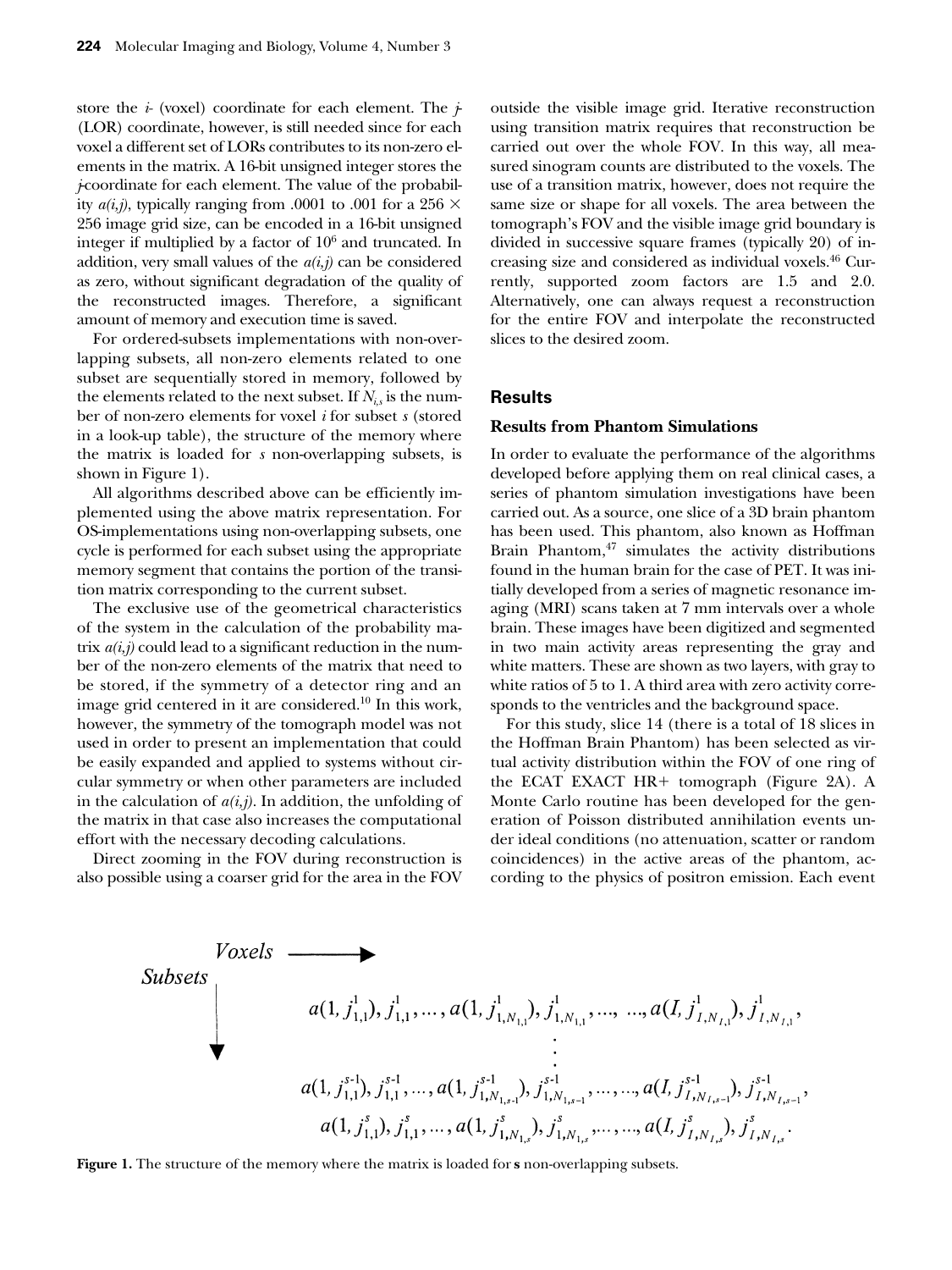store the *i*- (voxel) coordinate for each element. The *j*- (LOR) coordinate, however, is still needed since for each voxel a different set of LORs contributes to its non-zero elements in the matrix. A 16-bit unsigned integer stores the *j*-coordinate for each element. The value of the probability $a(i,j)$, typically ranging from .0001 to .001 for a $256 \times 256$ image grid size, can be encoded in a 16-bit unsigned integer if multiplied by a factor of $10^6$ and truncated. In addition, very small values of the $a(i,j)$ can be considered as zero, without significant degradation of the quality of the reconstructed images. Therefore, a significant amount of memory and execution time is saved.

For ordered-subsets implementations with non-overlapping subsets, all non-zero elements related to one subset are sequentially stored in memory, followed by the elements related to the next subset. If $N_{i,s}$ is the number of non-zero elements for voxel $i$ for subset $s$ (stored in a look-up table), the structure of the memory where the matrix is loaded for $s$ non-overlapping subsets, is shown in Figure 1).

All algorithms described above can be efficiently implemented using the above matrix representation. For OS-implementations using non-overlapping subsets, one cycle is performed for each subset using the appropriate memory segment that contains the portion of the transition matrix corresponding to the current subset.

The exclusive use of the geometrical characteristics of the system in the calculation of the probability matrix $a(i,j)$ could lead to a significant reduction in the number of the non-zero elements of the matrix that need to be stored, if the symmetry of a detector ring and an image grid centered in it are considered.[10] In this work, however, the symmetry of the tomograph model was not used in order to present an implementation that could be easily expanded and applied to systems without circular symmetry or when other parameters are included in the calculation of $a(i,j)$. In addition, the unfolding of the matrix in that case also increases the computational effort with the necessary decoding calculations.

Direct zooming in the FOV during reconstruction is also possible using a coarser grid for the area in the FOV outside the visible image grid. Iterative reconstruction using transition matrix requires that reconstruction be carried out over the whole FOV. In this way, all measured sinogram counts are distributed to the voxels. The use of a transition matrix, however, does not require the same size or shape for all voxels. The area between the tomograph's FOV and the visible image grid boundary is divided in successive square frames (typically 20) of increasing size and considered as individual voxels.[46] Currently, supported zoom factors are 1.5 and 2.0. Alternatively, one can always request a reconstruction for the entire FOV and interpolate the reconstructed slices to the desired zoom.

## Results

### Results from Phantom Simulations

In order to evaluate the performance of the algorithms developed before applying them on real clinical cases, a series of phantom simulation investigations have been carried out. As a source, one slice of a 3D brain phantom has been used. This phantom, also known as Hoffman Brain Phantom,[47] simulates the activity distributions found in the human brain for the case of PET. It was initially developed from a series of magnetic resonance imaging (MRI) scans taken at 7 mm intervals over a whole brain. These images have been digitized and segmented in two main activity areas representing the gray and white matters. These are shown as two layers, with gray to white ratios of 5 to 1. A third area with zero activity corresponds to the ventricles and the background space.

For this study, slice 14 (there is a total of 18 slices in the Hoffman Brain Phantom) has been selected as virtual activity distribution within the FOV of one ring of the ECAT EXACT HR+ tomograph (Figure 2A). A Monte Carlo routine has been developed for the generation of Poisson distributed annihilation events under ideal conditions (no attenuation, scatter or random coincidences) in the active areas of the phantom, according to the physics of positron emission. Each event

*Voxels* →

*Subsets* ↓

$$a(1, j^1_{1,1}), j^1_{1,1}, \dots, a(1, j^1_{1,N_{1,1}}), j^1_{1,N_{1,1}}, \dots, \dots, a(I, j^1_{I,N_{I,1}}), j^1_{I,N_{I,1}},$$

$$\vdots$$

$$a(1, j^{s-1}_{1,1}), j^{s-1}_{1,1}, \dots, a(1, j^{s-1}_{1,N_{1,s-1}}), j^{s-1}_{1,N_{1,s-1}}, \dots, \dots, a(I, j^{s-1}_{I,N_{I,s-1}}), j^{s-1}_{I,N_{I,s-1}},$$

$$a(1, j^s_{1,1}), j^s_{1,1}, \dots, a(1, j^s_{1,N_{1,s}}), j^s_{1,N_{1,s}}, \dots, \dots, a(I, j^s_{I,N_{I,s}}), j^s_{I,N_{I,s}}.$$

**Figure 1.** The structure of the memory where the matrix is loaded for **s** non-overlapping subsets.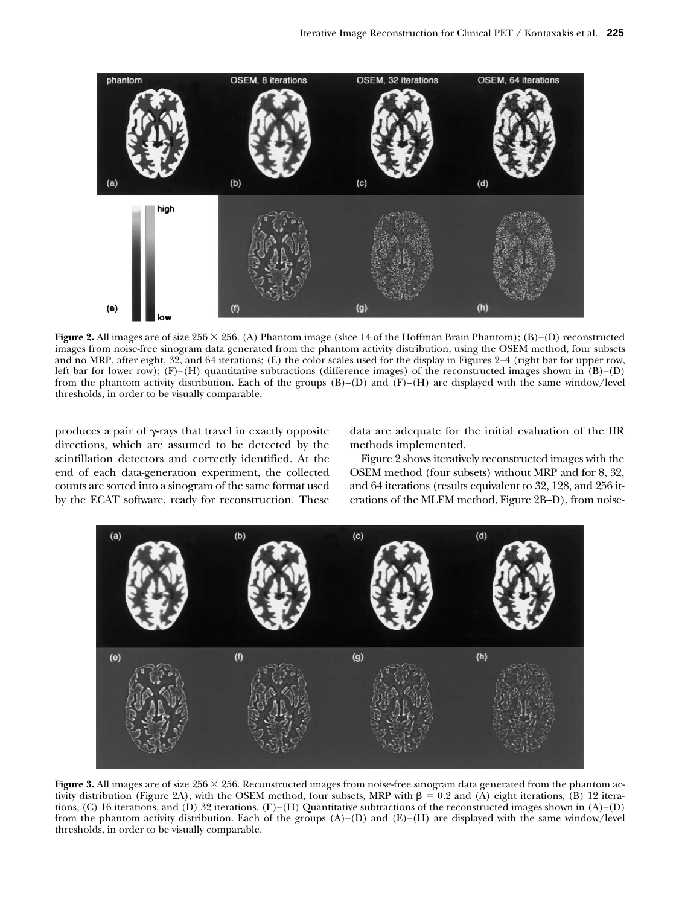**Figure 2.** All images are of size 256 × 256. (A) Phantom image (slice 14 of the Hoffman Brain Phantom); (B)–(D) reconstructed images from noise-free sinogram data generated from the phantom activity distribution, using the OSEM method, four subsets and no MRP, after eight, 32, and 64 iterations; (E) the color scales used for the display in Figures 2–4 (right bar for upper row, left bar for lower row); (F)–(H) quantitative subtractions (difference images) of the reconstructed images shown in (B)–(D) from the phantom activity distribution. Each of the groups (B)–(D) and (F)–(H) are displayed with the same window/level thresholds, in order to be visually comparable.

produces a pair of γ-rays that travel in exactly opposite directions, which are assumed to be detected by the scintillation detectors and correctly identified. At the end of each data-generation experiment, the collected counts are sorted into a sinogram of the same format used by the ECAT software, ready for reconstruction. These data are adequate for the initial evaluation of the IIR methods implemented.

Figure 2 shows iteratively reconstructed images with the OSEM method (four subsets) without MRP and for 8, 32, and 64 iterations (results equivalent to 32, 128, and 256 iterations of the MLEM method, Figure 2B–D), from noise-

**Figure 3.** All images are of size 256 × 256. Reconstructed images from noise-free sinogram data generated from the phantom activity distribution (Figure 2A), with the OSEM method, four subsets, MRP with $\beta = 0.2$ and (A) eight iterations, (B) 12 iterations, (C) 16 iterations, and (D) 32 iterations. (E)–(H) Quantitative subtractions of the reconstructed images shown in (A)–(D) from the phantom activity distribution. Each of the groups (A)–(D) and (E)–(H) are displayed with the same window/level thresholds, in order to be visually comparable.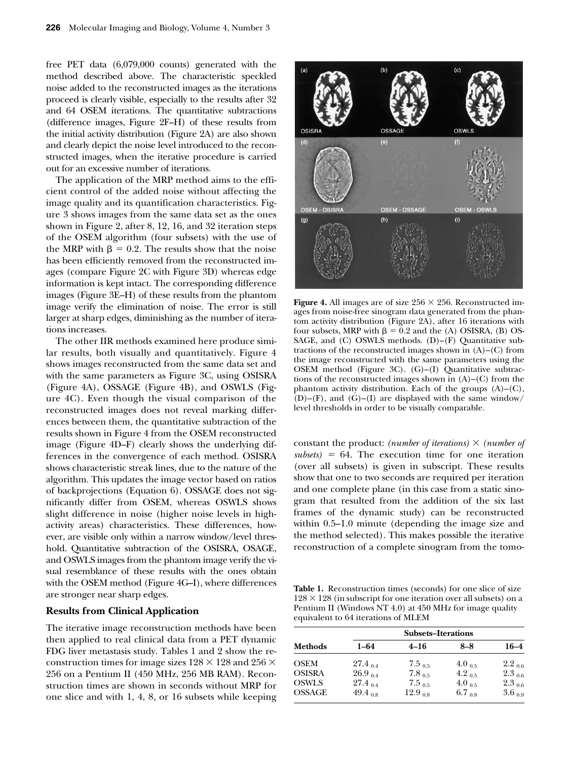free PET data (6,079,000 counts) generated with the method described above. The characteristic speckled noise added to the reconstructed images as the iterations proceed is clearly visible, especially to the results after 32 and 64 OSEM iterations. The quantitative subtractions (difference images, Figure 2F–H) of these results from the initial activity distribution (Figure 2A) are also shown and clearly depict the noise level introduced to the reconstructed images, when the iterative procedure is carried out for an excessive number of iterations.

The application of the MRP method aims to the efficient control of the added noise without affecting the image quality and its quantification characteristics. Figure 3 shows images from the same data set as the ones shown in Figure 2, after 8, 12, 16, and 32 iteration steps of the OSEM algorithm (four subsets) with the use of the MRP with $\beta = 0.2$. The results show that the noise has been efficiently removed from the reconstructed images (compare Figure 2C with Figure 3D) whereas edge information is kept intact. The corresponding difference images (Figure 3E–H) of these results from the phantom image verify the elimination of noise. The error is still larger at sharp edges, diminishing as the number of iterations increases.

The other IIR methods examined here produce similar results, both visually and quantitatively. Figure 4 shows images reconstructed from the same data set and with the same parameters as Figure 3C, using OSISRA (Figure 4A), OSSAGE (Figure 4B), and OSWLS (Figure 4C). Even though the visual comparison of the reconstructed images does not reveal marking differences between them, the quantitative subtraction of the results shown in Figure 4 from the OSEM reconstructed image (Figure 4D–F) clearly shows the underlying differences in the convergence of each method. OSISRA shows characteristic streak lines, due to the nature of the algorithm. This updates the image vector based on ratios of backprojections (Equation 6). OSSAGE does not significantly differ from OSEM, whereas OSWLS shows slight difference in noise (higher noise levels in high-activity areas) characteristics. These differences, however, are visible only within a narrow window/level threshold. Quantitative subtraction of the OSISRA, OSAGE, and OSWLS images from the phantom image verify the visual resemblance of these results with the ones obtain with the OSEM method (Figure 4G–I), where differences are stronger near sharp edges.

**Figure 4.** All images are of size 256 × 256. Reconstructed images from noise-free sinogram data generated from the phantom activity distribution (Figure 2A), after 16 iterations with four subsets, MRP with $\beta = 0.2$ and the (A) OSISRA, (B) OSSAGE, and (C) OSWLS methods. (D)–(F) Quantitative subtractions of the reconstructed images shown in (A)–(C) from the image reconstructed with the same parameters using the OSEM method (Figure 3C). (G)–(I) Quantitative subtractions of the reconstructed images shown in (A)–(C) from the phantom activity distribution. Each of the groups (A)–(C), (D)–(F), and (G)–(I) are displayed with the same window/level thresholds in order to be visually comparable.

### Results from Clinical Application

The iterative image reconstruction methods have been then applied to real clinical data from a PET dynamic FDG liver metastasis study. Tables 1 and 2 show the reconstruction times for image sizes 128 × 128 and 256 × 256 on a Pentium II (450 MHz, 256 MB RAM). Reconstruction times are shown in seconds without MRP for one slice and with 1, 4, 8, or 16 subsets while keeping constant the product: *(number of iterations) × (number of subsets)* = 64. The execution time for one iteration (over all subsets) is given in subscript. These results show that one to two seconds are required per iteration and one complete plane (in this case from a static sinogram that resulted from the addition of the six last frames of the dynamic study) can be reconstructed within 0.5–1.0 minute (depending the image size and the method selected). This makes possible the iterative reconstruction of a complete sinogram from the tomo-

**Table 1.** Reconstruction times (seconds) for one slice of size 128 × 128 (in subscript for one iteration over all subsets) on a Pentium II (Windows NT 4.0) at 450 MHz for image quality equivalent to 64 iterations of MLEM

| Methods | Subsets–Iterations | | | |
|---|---|---|---|---|
| | 1–64 | 4–16 | 8–8 | 16–4 |
| OSEM | $27.4_{0.4}$ | $7.5_{0.5}$ | $4.0_{0.5}$ | $2.2_{0.6}$ |
| OSISRA | $26.9_{0.4}$ | $7.8_{0.5}$ | $4.2_{0.5}$ | $2.3_{0.6}$ |
| OSWLS | $27.4_{0.4}$ | $7.5_{0.5}$ | $4.0_{0.5}$ | $2.3_{0.6}$ |
| OSSAGE | $49.4_{0.8}$ | $12.9_{0.8}$ | $6.7_{0.8}$ | $3.6_{0.9}$ |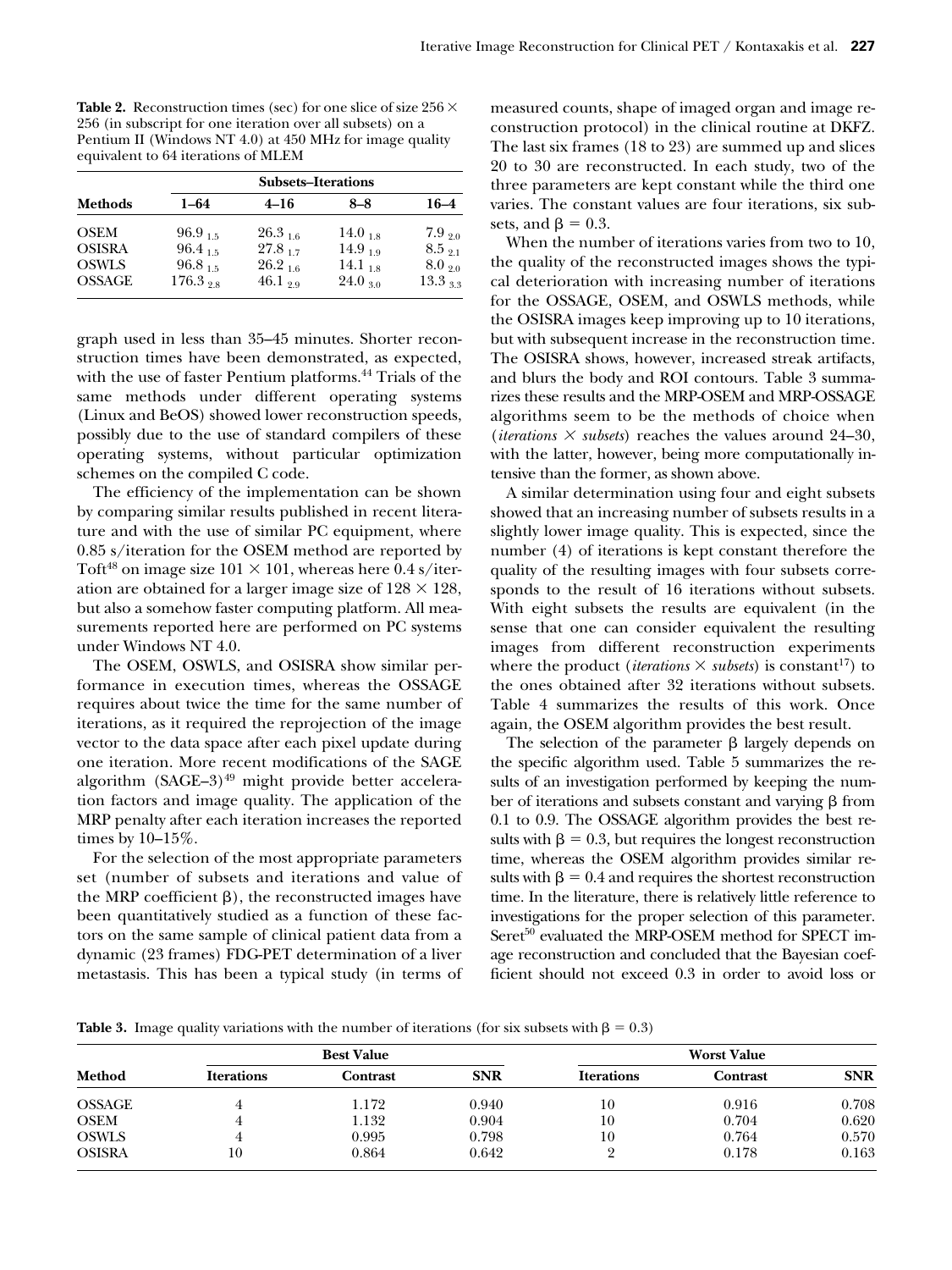**Table 2.** Reconstruction times (sec) for one slice of size 256 × 256 (in subscript for one iteration over all subsets) on a Pentium II (Windows NT 4.0) at 450 MHz for image quality equivalent to 64 iterations of MLEM

| Methods | Subsets–Iterations | | | |
|---|---|---|---|---|
| | 1–64 | 4–16 | 8–8 | 16–4 |
| OSEM | $96.9_{1.5}$ | $26.3_{1.6}$ | $14.0_{1.8}$ | $7.9_{2.0}$ |
| OSISRA | $96.4_{1.5}$ | $27.8_{1.7}$ | $14.9_{1.9}$ | $8.5_{2.1}$ |
| OSWLS | $96.8_{1.5}$ | $26.2_{1.6}$ | $14.1_{1.8}$ | $8.0_{2.0}$ |
| OSSAGE | $176.3_{2.8}$ | $46.1_{2.9}$ | $24.0_{3.0}$ | $13.3_{3.3}$ |

graph used in less than 35–45 minutes. Shorter reconstruction times have been demonstrated, as expected, with the use of faster Pentium platforms.[44] Trials of the same methods under different operating systems (Linux and BeOS) showed lower reconstruction speeds, possibly due to the use of standard compilers of these operating systems, without particular optimization schemes on the compiled C code.

The efficiency of the implementation can be shown by comparing similar results published in recent literature and with the use of similar PC equipment, where 0.85 s/iteration for the OSEM method are reported by Toft[48] on image size 101 × 101, whereas here 0.4 s/iteration are obtained for a larger image size of 128 × 128, but also a somehow faster computing platform. All measurements reported here are performed on PC systems under Windows NT 4.0.

The OSEM, OSWLS, and OSISRA show similar performance in execution times, whereas the OSSAGE requires about twice the time for the same number of iterations, as it required the reprojection of the image vector to the data space after each pixel update during one iteration. More recent modifications of the SAGE algorithm (SAGE–3)[49] might provide better acceleration factors and image quality. The application of the MRP penalty after each iteration increases the reported times by 10–15%.

For the selection of the most appropriate parameters set (number of subsets and iterations and value of the MRP coefficient β), the reconstructed images have been quantitatively studied as a function of these factors on the same sample of clinical patient data from a dynamic (23 frames) FDG-PET determination of a liver metastasis. This has been a typical study (in terms of measured counts, shape of imaged organ and image reconstruction protocol) in the clinical routine at DKFZ. The last six frames (18 to 23) are summed up and slices 20 to 30 are reconstructed. In each study, two of the three parameters are kept constant while the third one varies. The constant values are four iterations, six subsets, and $\beta = 0.3$.

When the number of iterations varies from two to 10, the quality of the reconstructed images shows the typical deterioration with increasing number of iterations for the OSSAGE, OSEM, and OSWLS methods, while the OSISRA images keep improving up to 10 iterations, but with subsequent increase in the reconstruction time. The OSISRA shows, however, increased streak artifacts, and blurs the body and ROI contours. Table 3 summarizes these results and the MRP-OSEM and MRP-OSSAGE algorithms seem to be the methods of choice when (*iterations* × *subsets*) reaches the values around 24–30, with the latter, however, being more computationally intensive than the former, as shown above.

A similar determination using four and eight subsets showed that an increasing number of subsets results in a slightly lower image quality. This is expected, since the number (4) of iterations is kept constant therefore the quality of the resulting images with four subsets corresponds to the result of 16 iterations without subsets. With eight subsets the results are equivalent (in the sense that one can consider equivalent the resulting images from different reconstruction experiments where the product (*iterations* × *subsets*) is constant[17]) to the ones obtained after 32 iterations without subsets. Table 4 summarizes the results of this work. Once again, the OSEM algorithm provides the best result.

The selection of the parameter β largely depends on the specific algorithm used. Table 5 summarizes the results of an investigation performed by keeping the number of iterations and subsets constant and varying β from 0.1 to 0.9. The OSSAGE algorithm provides the best results with $\beta = 0.3$, but requires the longest reconstruction time, whereas the OSEM algorithm provides similar results with $\beta = 0.4$ and requires the shortest reconstruction time. In the literature, there is relatively little reference to investigations for the proper selection of this parameter. Seret[50] evaluated the MRP-OSEM method for SPECT image reconstruction and concluded that the Bayesian coefficient should not exceed 0.3 in order to avoid loss or

**Table 3.** Image quality variations with the number of iterations (for six subsets with $\beta = 0.3$)

| Method | Best Value | | | Worst Value | | |
|---|---|---|---|---|---|---|
| | Iterations | Contrast | SNR | Iterations | Contrast | SNR |
| OSSAGE | 4 | 1.172 | 0.940 | 10 | 0.916 | 0.708 |
| OSEM | 4 | 1.132 | 0.904 | 10 | 0.704 | 0.620 |
| OSWLS | 4 | 0.995 | 0.798 | 10 | 0.764 | 0.570 |
| OSISRA | 10 | 0.864 | 0.642 | 2 | 0.178 | 0.163 |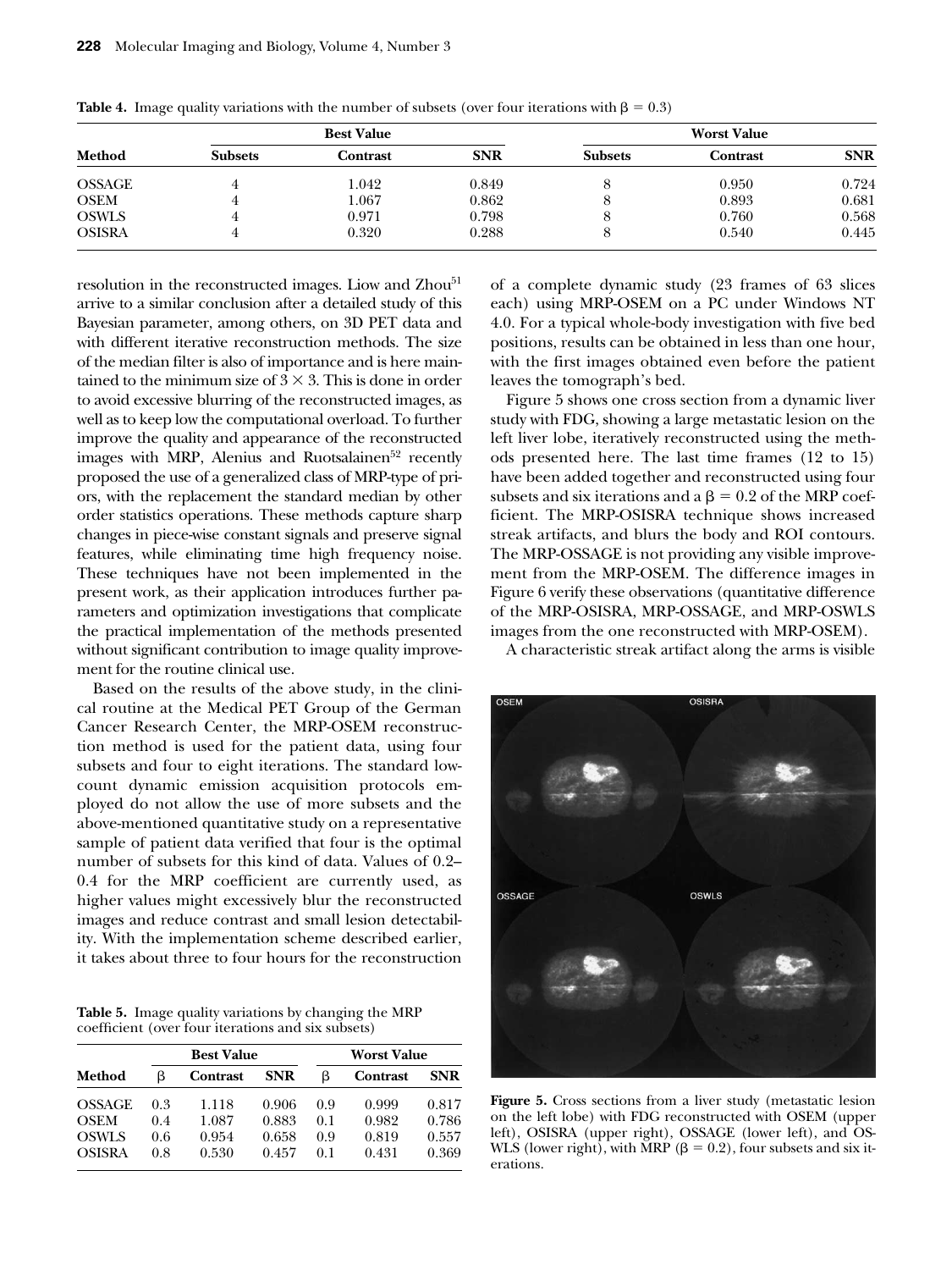**Table 4.** Image quality variations with the number of subsets (over four iterations with $\beta = 0.3$)

| Method | Best Value | | | Worst Value | | |
|---|---|---|---|---|---|---|
| | Subsets | Contrast | SNR | Subsets | Contrast | SNR |
| OSSAGE | 4 | 1.042 | 0.849 | 8 | 0.950 | 0.724 |
| OSEM | 4 | 1.067 | 0.862 | 8 | 0.893 | 0.681 |
| OSWLS | 4 | 0.971 | 0.798 | 8 | 0.760 | 0.568 |
| OSISRA | 4 | 0.320 | 0.288 | 8 | 0.540 | 0.445 |

resolution in the reconstructed images. Liow and Zhou[51] arrive to a similar conclusion after a detailed study of this Bayesian parameter, among others, on 3D PET data and with different iterative reconstruction methods. The size of the median filter is also of importance and is here maintained to the minimum size of $3 \times 3$. This is done in order to avoid excessive blurring of the reconstructed images, as well as to keep low the computational overload. To further improve the quality and appearance of the reconstructed images with MRP, Alenius and Ruotsalainen[52] recently proposed the use of a generalized class of MRP-type of priors, with the replacement the standard median by other order statistics operations. These methods capture sharp changes in piece-wise constant signals and preserve signal features, while eliminating time high frequency noise. These techniques have not been implemented in the present work, as their application introduces further parameters and optimization investigations that complicate the practical implementation of the methods presented without significant contribution to image quality improvement for the routine clinical use.

Based on the results of the above study, in the clinical routine at the Medical PET Group of the German Cancer Research Center, the MRP-OSEM reconstruction method is used for the patient data, using four subsets and four to eight iterations. The standard low-count dynamic emission acquisition protocols employed do not allow the use of more subsets and the above-mentioned quantitative study on a representative sample of patient data verified that four is the optimal number of subsets for this kind of data. Values of 0.2–0.4 for the MRP coefficient are currently used, as higher values might excessively blur the reconstructed images and reduce contrast and small lesion detectability. With the implementation scheme described earlier, it takes about three to four hours for the reconstruction of a complete dynamic study (23 frames of 63 slices each) using MRP-OSEM on a PC under Windows NT 4.0. For a typical whole-body investigation with five bed positions, results can be obtained in less than one hour, with the first images obtained even before the patient leaves the tomograph's bed.

**Table 5.** Image quality variations by changing the MRP coefficient (over four iterations and six subsets)

| Method | Best Value | | | Worst Value | | |
|---|---|---|---|---|---|---|
| | $\beta$ | Contrast | SNR | $\beta$ | Contrast | SNR |
| OSSAGE | 0.3 | 1.118 | 0.906 | 0.9 | 0.999 | 0.817 |
| OSEM | 0.4 | 1.087 | 0.883 | 0.1 | 0.982 | 0.786 |
| OSWLS | 0.6 | 0.954 | 0.658 | 0.9 | 0.819 | 0.557 |
| OSISRA | 0.8 | 0.530 | 0.457 | 0.1 | 0.431 | 0.369 |

Figure 5 shows one cross section from a dynamic liver study with FDG, showing a large metastatic lesion on the left liver lobe, iteratively reconstructed using the methods presented here. The last time frames (12 to 15) have been added together and reconstructed using four subsets and six iterations and a $\beta = 0.2$ of the MRP coefficient. The MRP-OSISRA technique shows increased streak artifacts, and blurs the body and ROI contours. The MRP-OSSAGE is not providing any visible improvement from the MRP-OSEM. The difference images in Figure 6 verify these observations (quantitative difference of the MRP-OSISRA, MRP-OSSAGE, and MRP-OSWLS images from the one reconstructed with MRP-OSEM).

A characteristic streak artifact along the arms is visible

**Figure 5.** Cross sections from a liver study (metastatic lesion on the left lobe) with FDG reconstructed with OSEM (upper left), OSISRA (upper right), OSSAGE (lower left), and OSWLS (lower right), with MRP ($\beta = 0.2$), four subsets and six iterations.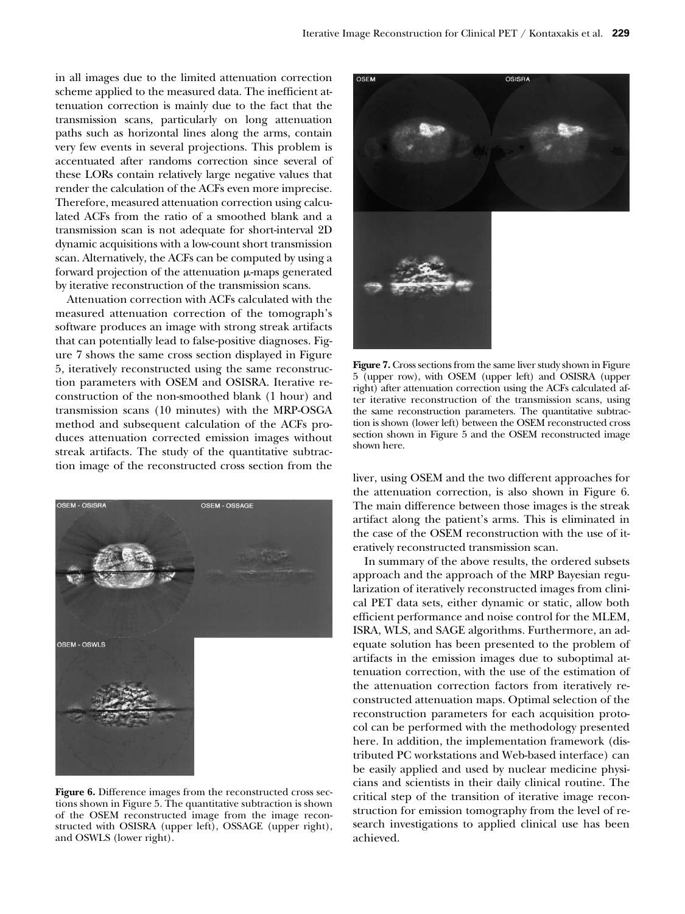in all images due to the limited attenuation correction scheme applied to the measured data. The inefficient attenuation correction is mainly due to the fact that the transmission scans, particularly on long attenuation paths such as horizontal lines along the arms, contain very few events in several projections. This problem is accentuated after randoms correction since several of these LORs contain relatively large negative values that render the calculation of the ACFs even more imprecise. Therefore, measured attenuation correction using calculated ACFs from the ratio of a smoothed blank and a transmission scan is not adequate for short-interval 2D dynamic acquisitions with a low-count short transmission scan. Alternatively, the ACFs can be computed by using a forward projection of the attenuation $\mu$-maps generated by iterative reconstruction of the transmission scans.

Attenuation correction with ACFs calculated with the measured attenuation correction of the tomograph's software produces an image with strong streak artifacts that can potentially lead to false-positive diagnoses. Figure 7 shows the same cross section displayed in Figure 5, iteratively reconstructed using the same reconstruction parameters with OSEM and OSISRA. Iterative reconstruction of the non-smoothed blank (1 hour) and transmission scans (10 minutes) with the MRP-OSGA method and subsequent calculation of the ACFs produces attenuation corrected emission images without streak artifacts. The study of the quantitative subtraction image of the reconstructed cross section from the liver, using OSEM and the two different approaches for the attenuation correction, is also shown in Figure 6. The main difference between those images is the streak artifact along the patient's arms. This is eliminated in the case of the OSEM reconstruction with the use of iteratively reconstructed transmission scan.

**Figure 6.** Difference images from the reconstructed cross sections shown in Figure 5. The quantitative subtraction is shown of the OSEM reconstructed image from the image reconstructed with OSISRA (upper left), OSSAGE (upper right), and OSWLS (lower right).

**Figure 7.** Cross sections from the same liver study shown in Figure 5 (upper row), with OSEM (upper left) and OSISRA (upper right) after attenuation correction using the ACFs calculated after iterative reconstruction of the transmission scans, using the same reconstruction parameters. The quantitative subtraction is shown (lower left) between the OSEM reconstructed cross section shown in Figure 5 and the OSEM reconstructed image shown here.

In summary of the above results, the ordered subsets approach and the approach of the MRP Bayesian regularization of iteratively reconstructed images from clinical PET data sets, either dynamic or static, allow both efficient performance and noise control for the MLEM, ISRA, WLS, and SAGE algorithms. Furthermore, an adequate solution has been presented to the problem of artifacts in the emission images due to suboptimal attenuation correction, with the use of the estimation of the attenuation correction factors from iteratively reconstructed attenuation maps. Optimal selection of the reconstruction parameters for each acquisition protocol can be performed with the methodology presented here. In addition, the implementation framework (distributed PC workstations and Web-based interface) can be easily applied and used by nuclear medicine physicians and scientists in their daily clinical routine. The critical step of the transition of iterative image reconstruction for emission tomography from the level of research investigations to applied clinical use has been achieved.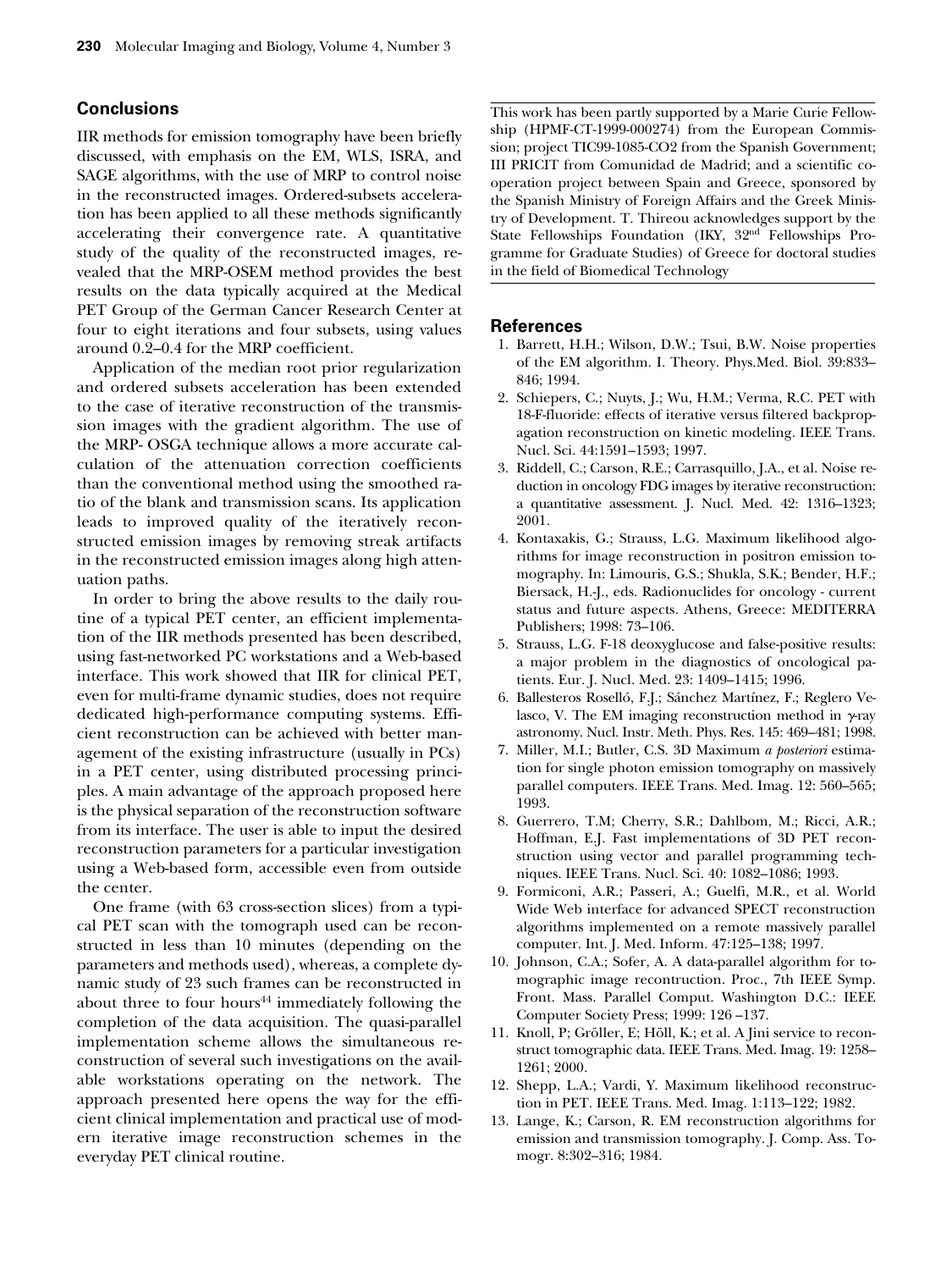## Conclusions

IIR methods for emission tomography have been briefly discussed, with emphasis on the EM, WLS, ISRA, and SAGE algorithms, with the use of MRP to control noise in the reconstructed images. Ordered-subsets acceleration has been applied to all these methods significantly accelerating their convergence rate. A quantitative study of the quality of the reconstructed images, revealed that the MRP-OSEM method provides the best results on the data typically acquired at the Medical PET Group of the German Cancer Research Center at four to eight iterations and four subsets, using values around 0.2–0.4 for the MRP coefficient.

Application of the median root prior regularization and ordered subsets acceleration has been extended to the case of iterative reconstruction of the transmission images with the gradient algorithm. The use of the MRP- OSGA technique allows a more accurate calculation of the attenuation correction coefficients than the conventional method using the smoothed ratio of the blank and transmission scans. Its application leads to improved quality of the iteratively reconstructed emission images by removing streak artifacts in the reconstructed emission images along high attenuation paths.

In order to bring the above results to the daily routine of a typical PET center, an efficient implementation of the IIR methods presented has been described, using fast-networked PC workstations and a Web-based interface. This work showed that IIR for clinical PET, even for multi-frame dynamic studies, does not require dedicated high-performance computing systems. Efficient reconstruction can be achieved with better management of the existing infrastructure (usually in PCs) in a PET center, using distributed processing principles. A main advantage of the approach proposed here is the physical separation of the reconstruction software from its interface. The user is able to input the desired reconstruction parameters for a particular investigation using a Web-based form, accessible even from outside the center.

One frame (with 63 cross-section slices) from a typical PET scan with the tomograph used can be reconstructed in less than 10 minutes (depending on the parameters and methods used), whereas, a complete dynamic study of 23 such frames can be reconstructed in about three to four hours[44] immediately following the completion of the data acquisition. The quasi-parallel implementation scheme allows the simultaneous reconstruction of several such investigations on the available workstations operating on the network. The approach presented here opens the way for the efficient clinical implementation and practical use of modern iterative image reconstruction schemes in the everyday PET clinical routine.

This work has been partly supported by a Marie Curie Fellowship (HPMF-CT-1999-000274) from the European Commission; project TIC99-1085-CO2 from the Spanish Government; III PRICIT from Comunidad de Madrid; and a scientific cooperation project between Spain and Greece, sponsored by the Spanish Ministry of Foreign Affairs and the Greek Ministry of Development. T. Thireou acknowledges support by the State Fellowships Foundation (IKY, 32nd Fellowships Programme for Graduate Studies) of Greece for doctoral studies in the field of Biomedical Technology

## References

1. Barrett, H.H.; Wilson, D.W.; Tsui, B.W. Noise properties of the EM algorithm. I. Theory. Phys.Med. Biol. 39:833–846; 1994.
2. Schiepers, C.; Nuyts, J.; Wu, H.M.; Verma, R.C. PET with 18-F-fluoride: effects of iterative versus filtered backpropagation reconstruction on kinetic modeling. IEEE Trans. Nucl. Sci. 44:1591–1593; 1997.
3. Riddell, C.; Carson, R.E.; Carrasquillo, J.A., et al. Noise reduction in oncology FDG images by iterative reconstruction: a quantitative assessment. J. Nucl. Med. 42: 1316–1323; 2001.
4. Kontaxakis, G.; Strauss, L.G. Maximum likelihood algorithms for image reconstruction in positron emission tomography. In: Limouris, G.S.; Shukla, S.K.; Bender, H.F.; Biersack, H.-J., eds. Radionuclides for oncology - current status and future aspects. Athens, Greece: MEDITERRA Publishers; 1998: 73–106.
5. Strauss, L.G. F-18 deoxyglucose and false-positive results: a major problem in the diagnostics of oncological patients. Eur. J. Nucl. Med. 23: 1409–1415; 1996.
6. Ballesteros Roselló, F.J.; Sánchez Martínez, F.; Reglero Velasco, V. The EM imaging reconstruction method in $\gamma$-ray astronomy. Nucl. Instr. Meth. Phys. Res. 145: 469–481; 1998.
7. Miller, M.I.; Butler, C.S. 3D Maximum *a posteriori* estimation for single photon emission tomography on massively parallel computers. IEEE Trans. Med. Imag. 12: 560–565; 1993.
8. Guerrero, T.M; Cherry, S.R.; Dahlbom, M.; Ricci, A.R.; Hoffman, E.J. Fast implementations of 3D PET reconstruction using vector and parallel programming techniques. IEEE Trans. Nucl. Sci. 40: 1082–1086; 1993.
9. Formiconi, A.R.; Passeri, A.; Guelfi, M.R., et al. World Wide Web interface for advanced SPECT reconstruction algorithms implemented on a remote massively parallel computer. Int. J. Med. Inform. 47:125–138; 1997.
10. Johnson, C.A.; Sofer, A. A data-parallel algorithm for tomographic image recontruction. Proc., 7th IEEE Symp. Front. Mass. Parallel Comput. Washington D.C.: IEEE Computer Society Press; 1999: 126 –137.
11. Knoll, P; Gröller, E; Höll, K.; et al. A Jini service to reconstruct tomographic data. IEEE Trans. Med. Imag. 19: 1258–1261; 2000.
12. Shepp, L.A.; Vardi, Y. Maximum likelihood reconstruction in PET. IEEE Trans. Med. Imag. 1:113–122; 1982.
13. Lange, K.; Carson, R. EM reconstruction algorithms for emission and transmission tomography. J. Comp. Ass. Tomogr. 8:302–316; 1984.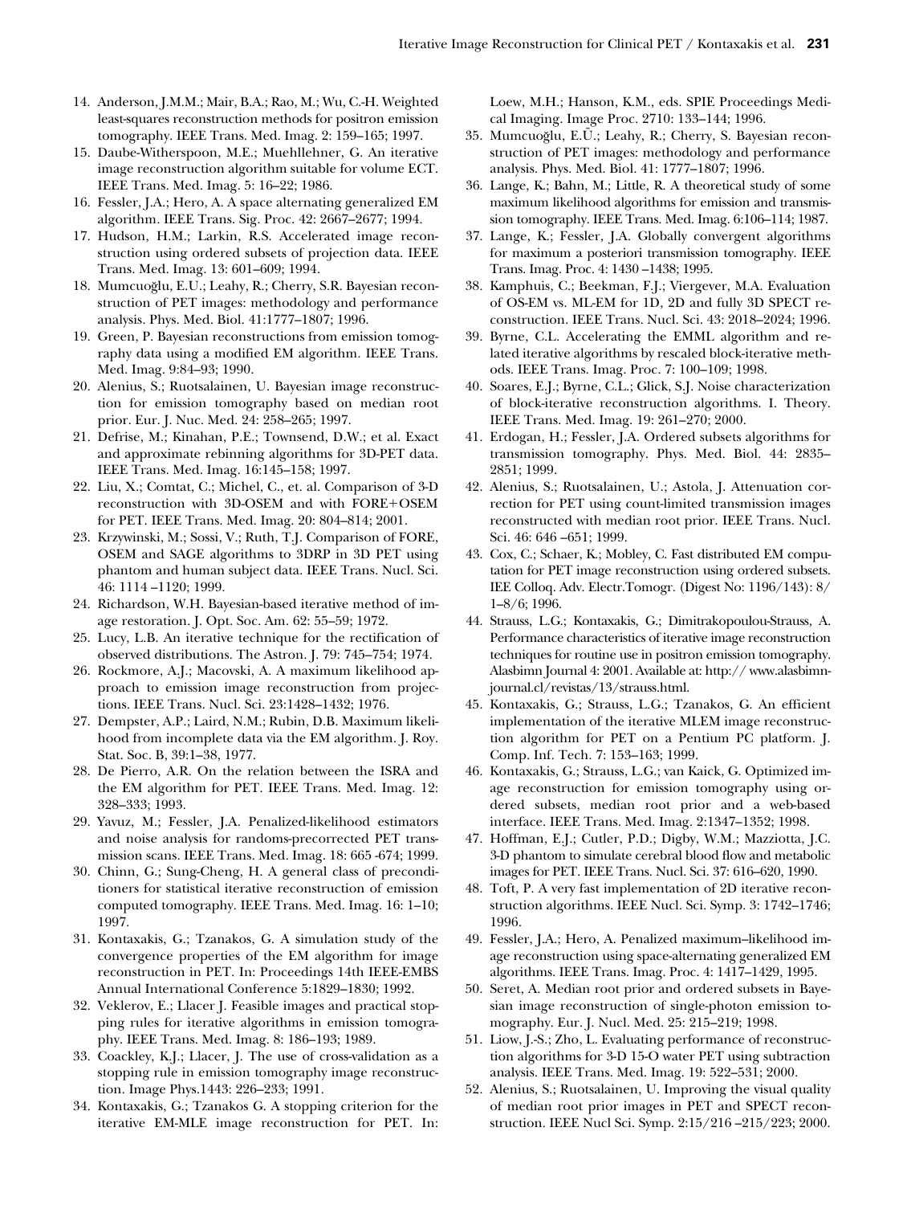14. Anderson, J.M.M.; Mair, B.A.; Rao, M.; Wu, C.-H. Weighted least-squares reconstruction methods for positron emission tomography. IEEE Trans. Med. Imag. 2: 159–165; 1997.
15. Daube-Witherspoon, M.E.; Muehllehner, G. An iterative image reconstruction algorithm suitable for volume ECT. IEEE Trans. Med. Imag. 5: 16–22; 1986.
16. Fessler, J.A.; Hero, A. A space alternating generalized EM algorithm. IEEE Trans. Sig. Proc. 42: 2667–2677; 1994.
17. Hudson, H.M.; Larkin, R.S. Accelerated image reconstruction using ordered subsets of projection data. IEEE Trans. Med. Imag. 13: 601–609; 1994.
18. Mumcuoğlu, E.U.; Leahy, R.; Cherry, S.R. Bayesian reconstruction of PET images: methodology and performance analysis. Phys. Med. Biol. 41:1777–1807; 1996.
19. Green, P. Bayesian reconstructions from emission tomography data using a modified EM algorithm. IEEE Trans. Med. Imag. 9:84–93; 1990.
20. Alenius, S.; Ruotsalainen, U. Bayesian image reconstruction for emission tomography based on median root prior. Eur. J. Nuc. Med. 24: 258–265; 1997.
21. Defrise, M.; Kinahan, P.E.; Townsend, D.W.; et al. Exact and approximate rebinning algorithms for 3D-PET data. IEEE Trans. Med. Imag. 16:145–158; 1997.
22. Liu, X.; Comtat, C.; Michel, C., et. al. Comparison of 3-D reconstruction with 3D-OSEM and with FORE+OSEM for PET. IEEE Trans. Med. Imag. 20: 804–814; 2001.
23. Krzywinski, M.; Sossi, V.; Ruth, T.J. Comparison of FORE, OSEM and SAGE algorithms to 3DRP in 3D PET using phantom and human subject data. IEEE Trans. Nucl. Sci. 46: 1114 –1120; 1999.
24. Richardson, W.H. Bayesian-based iterative method of image restoration. J. Opt. Soc. Am. 62: 55–59; 1972.
25. Lucy, L.B. An iterative technique for the rectification of observed distributions. The Astron. J. 79: 745–754; 1974.
26. Rockmore, A.J.; Macovski, A. A maximum likelihood approach to emission image reconstruction from projections. IEEE Trans. Nucl. Sci. 23:1428–1432; 1976.
27. Dempster, A.P.; Laird, N.M.; Rubin, D.B. Maximum likelihood from incomplete data via the EM algorithm. J. Roy. Stat. Soc. B, 39:1–38, 1977.
28. De Pierro, A.R. On the relation between the ISRA and the EM algorithm for PET. IEEE Trans. Med. Imag. 12: 328–333; 1993.
29. Yavuz, M.; Fessler, J.A. Penalized-likelihood estimators and noise analysis for randoms-precorrected PET transmission scans. IEEE Trans. Med. Imag. 18: 665 -674; 1999.
30. Chinn, G.; Sung-Cheng, H. A general class of preconditioners for statistical iterative reconstruction of emission computed tomography. IEEE Trans. Med. Imag. 16: 1–10; 1997.
31. Kontaxakis, G.; Tzanakos, G. A simulation study of the convergence properties of the EM algorithm for image reconstruction in PET. In: Proceedings 14th IEEE-EMBS Annual International Conference 5:1829–1830; 1992.
32. Veklerov, E.; Llacer J. Feasible images and practical stopping rules for iterative algorithms in emission tomography. IEEE Trans. Med. Imag. 8: 186–193; 1989.
33. Coackley, K.J.; Llacer, J. The use of cross-validation as a stopping rule in emission tomography image reconstruction. Image Phys.1443: 226–233; 1991.
34. Kontaxakis, G.; Tzanakos G. A stopping criterion for the iterative EM-MLE image reconstruction for PET. In: Loew, M.H.; Hanson, K.M., eds. SPIE Proceedings Medical Imaging. Image Proc. 2710: 133–144; 1996.
35. Mumcuoğlu, E.Ü.; Leahy, R.; Cherry, S. Bayesian reconstruction of PET images: methodology and performance analysis. Phys. Med. Biol. 41: 1777–1807; 1996.
36. Lange, K.; Bahn, M.; Little, R. A theoretical study of some maximum likelihood algorithms for emission and transmission tomography. IEEE Trans. Med. Imag. 6:106–114; 1987.
37. Lange, K.; Fessler, J.A. Globally convergent algorithms for maximum a posteriori transmission tomography. IEEE Trans. Imag. Proc. 4: 1430 –1438; 1995.
38. Kamphuis, C.; Beekman, F.J.; Viergever, M.A. Evaluation of OS-EM vs. ML-EM for 1D, 2D and fully 3D SPECT reconstruction. IEEE Trans. Nucl. Sci. 43: 2018–2024; 1996.
39. Byrne, C.L. Accelerating the EMML algorithm and related iterative algorithms by rescaled block-iterative methods. IEEE Trans. Imag. Proc. 7: 100–109; 1998.
40. Soares, E.J.; Byrne, C.L.; Glick, S.J. Noise characterization of block-iterative reconstruction algorithms. I. Theory. IEEE Trans. Med. Imag. 19: 261–270; 2000.
41. Erdogan, H.; Fessler, J.A. Ordered subsets algorithms for transmission tomography. Phys. Med. Biol. 44: 2835–2851; 1999.
42. Alenius, S.; Ruotsalainen, U.; Astola, J. Attenuation correction for PET using count-limited transmission images reconstructed with median root prior. IEEE Trans. Nucl. Sci. 46: 646 –651; 1999.
43. Cox, C.; Schaer, K.; Mobley, C. Fast distributed EM computation for PET image reconstruction using ordered subsets. IEE Colloq. Adv. Electr.Tomogr. (Digest No: 1196/143): 8/1–8/6; 1996.
44. Strauss, L.G.; Kontaxakis, G.; Dimitrakopoulou-Strauss, A. Performance characteristics of iterative image reconstruction techniques for routine use in positron emission tomography. Alasbimn Journal 4: 2001. Available at: http:// www.alasbimnjournal.cl/revistas/13/strauss.html.
45. Kontaxakis, G.; Strauss, L.G.; Tzanakos, G. An efficient implementation of the iterative MLEM image reconstruction algorithm for PET on a Pentium PC platform. J. Comp. Inf. Tech. 7: 153–163; 1999.
46. Kontaxakis, G.; Strauss, L.G.; van Kaick, G. Optimized image reconstruction for emission tomography using ordered subsets, median root prior and a web-based interface. IEEE Trans. Med. Imag. 2:1347–1352; 1998.
47. Hoffman, E.J.; Cutler, P.D.; Digby, W.M.; Mazziotta, J.C. 3-D phantom to simulate cerebral blood flow and metabolic images for PET. IEEE Trans. Nucl. Sci. 37: 616–620, 1990.
48. Toft, P. A very fast implementation of 2D iterative reconstruction algorithms. IEEE Nucl. Sci. Symp. 3: 1742–1746; 1996.
49. Fessler, J.A.; Hero, A. Penalized maximum–likelihood image reconstruction using space-alternating generalized EM algorithms. IEEE Trans. Imag. Proc. 4: 1417–1429, 1995.
50. Seret, A. Median root prior and ordered subsets in Bayesian image reconstruction of single-photon emission tomography. Eur. J. Nucl. Med. 25: 215–219; 1998.
51. Liow, J.-S.; Zho, L. Evaluating performance of reconstruction algorithms for 3-D 15-O water PET using subtraction analysis. IEEE Trans. Med. Imag. 19: 522–531; 2000.
52. Alenius, S.; Ruotsalainen, U. Improving the visual quality of median root prior images in PET and SPECT reconstruction. IEEE Nucl Sci. Symp. 2:15/216 –215/223; 2000.